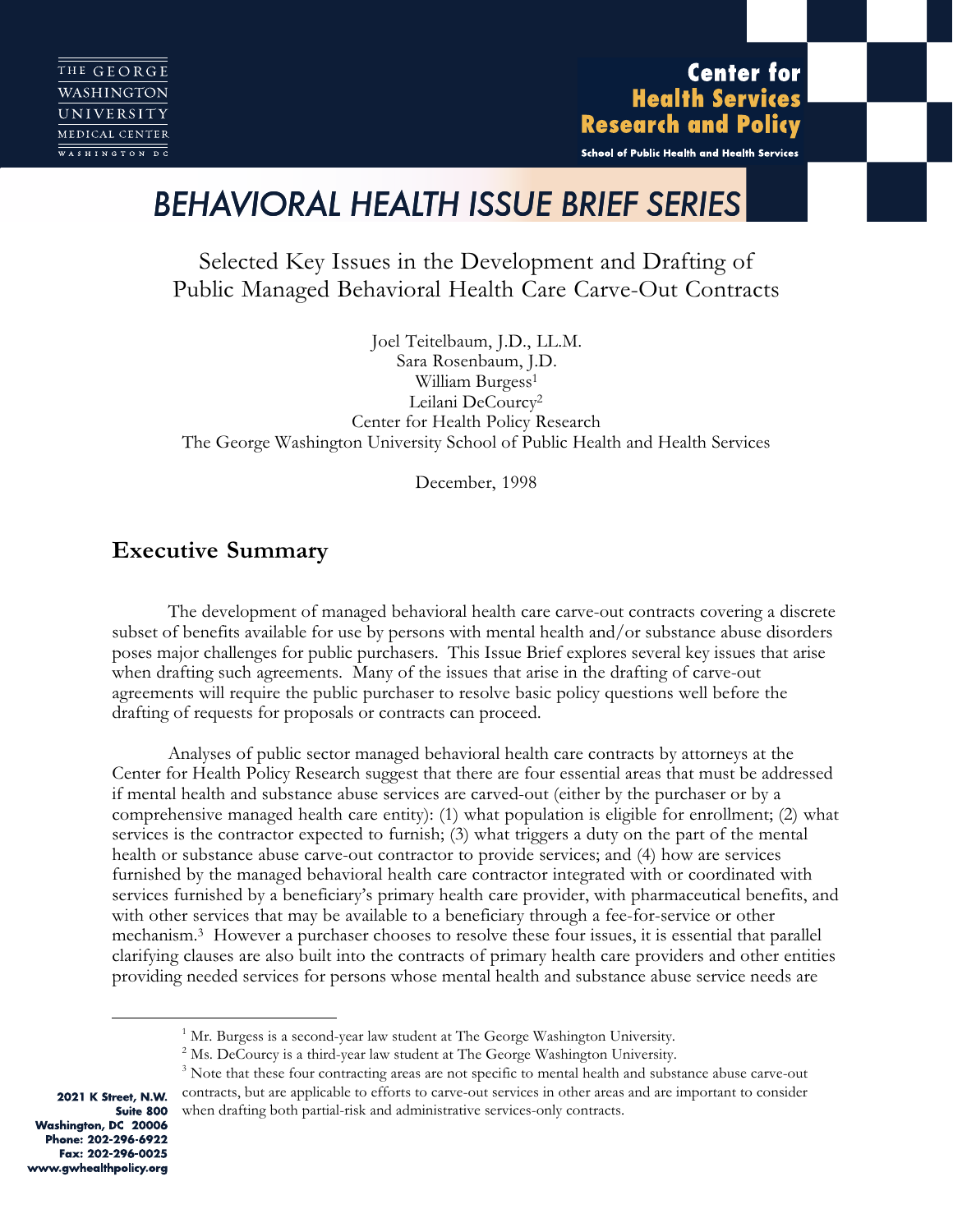THE GEORGE WASHINGTON UNIVERSITY MEDICAL CENTER
WASHINGTON DC

**Center for Health Services Research and Policy**

School of Public Health and Health Services

# BEHAVIORAL HEALTH ISSUE BRIEF SERIES

## Selected Key Issues in the Development and Drafting of Public Managed Behavioral Health Care Carve-Out Contracts

Joel Teitelbaum, J.D., LL.M.
Sara Rosenbaum, J.D.
William Burgess[1]
Leilani DeCourcy[2]
Center for Health Policy Research
The George Washington University School of Public Health and Health Services

December, 1998

## Executive Summary

The development of managed behavioral health care carve-out contracts covering a discrete subset of benefits available for use by persons with mental health and/or substance abuse disorders poses major challenges for public purchasers. This Issue Brief explores several key issues that arise when drafting such agreements. Many of the issues that arise in the drafting of carve-out agreements will require the public purchaser to resolve basic policy questions well before the drafting of requests for proposals or contracts can proceed.

Analyses of public sector managed behavioral health care contracts by attorneys at the Center for Health Policy Research suggest that there are four essential areas that must be addressed if mental health and substance abuse services are carved-out (either by the purchaser or by a comprehensive managed health care entity): (1) what population is eligible for enrollment; (2) what services is the contractor expected to furnish; (3) what triggers a duty on the part of the mental health or substance abuse carve-out contractor to provide services; and (4) how are services furnished by the managed behavioral health care contractor integrated with or coordinated with services furnished by a beneficiary's primary health care provider, with pharmaceutical benefits, and with other services that may be available to a beneficiary through a fee-for-service or other mechanism.[3] However a purchaser chooses to resolve these four issues, it is essential that parallel clarifying clauses are also built into the contracts of primary health care providers and other entities providing needed services for persons whose mental health and substance abuse service needs are

---

[1] Mr. Burgess is a second-year law student at The George Washington University.

[2] Ms. DeCourcy is a third-year law student at The George Washington University.

[3] Note that these four contracting areas are not specific to mental health and substance abuse carve-out contracts, but are applicable to efforts to carve-out services in other areas and are important to consider when drafting both partial-risk and administrative services-only contracts.

2021 K Street, N.W.
Suite 800
Washington, DC 20006
Phone: 202-296-6922
Fax: 202-296-0025
www.gwhealthpolicy.org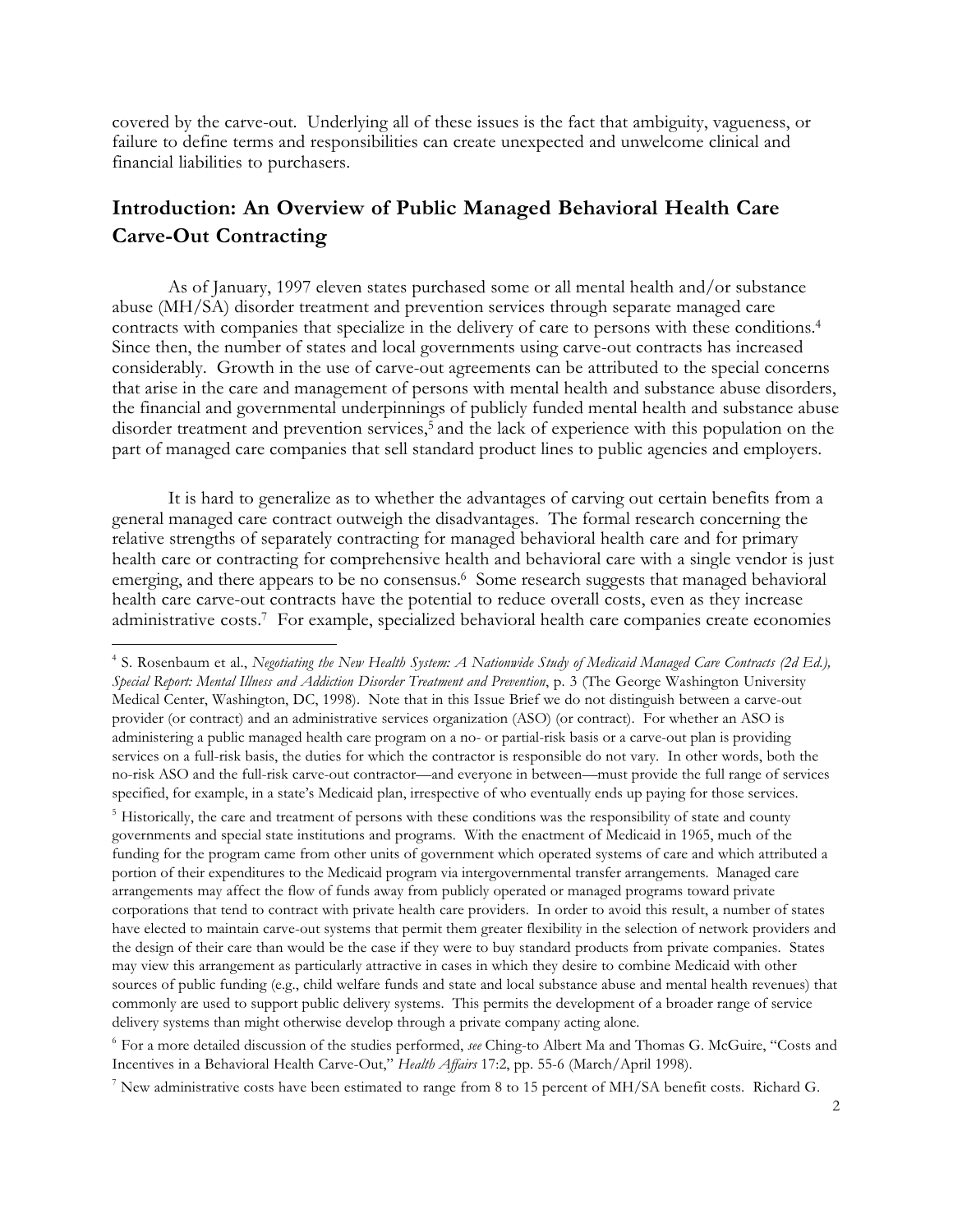covered by the carve-out. Underlying all of these issues is the fact that ambiguity, vagueness, or failure to define terms and responsibilities can create unexpected and unwelcome clinical and financial liabilities to purchasers.

## Introduction: An Overview of Public Managed Behavioral Health Care Carve-Out Contracting

As of January, 1997 eleven states purchased some or all mental health and/or substance abuse (MH/SA) disorder treatment and prevention services through separate managed care contracts with companies that specialize in the delivery of care to persons with these conditions.[4] Since then, the number of states and local governments using carve-out contracts has increased considerably. Growth in the use of carve-out agreements can be attributed to the special concerns that arise in the care and management of persons with mental health and substance abuse disorders, the financial and governmental underpinnings of publicly funded mental health and substance abuse disorder treatment and prevention services,[5] and the lack of experience with this population on the part of managed care companies that sell standard product lines to public agencies and employers.

It is hard to generalize as to whether the advantages of carving out certain benefits from a general managed care contract outweigh the disadvantages. The formal research concerning the relative strengths of separately contracting for managed behavioral health care and for primary health care or contracting for comprehensive health and behavioral care with a single vendor is just emerging, and there appears to be no consensus.[6] Some research suggests that managed behavioral health care carve-out contracts have the potential to reduce overall costs, even as they increase administrative costs.[7] For example, specialized behavioral health care companies create economies

---

[4] S. Rosenbaum et al., *Negotiating the New Health System: A Nationwide Study of Medicaid Managed Care Contracts (2d Ed.), Special Report: Mental Illness and Addiction Disorder Treatment and Prevention*, p. 3 (The George Washington University Medical Center, Washington, DC, 1998). Note that in this Issue Brief we do not distinguish between a carve-out provider (or contract) and an administrative services organization (ASO) (or contract). For whether an ASO is administering a public managed health care program on a no- or partial-risk basis or a carve-out plan is providing services on a full-risk basis, the duties for which the contractor is responsible do not vary. In other words, both the no-risk ASO and the full-risk carve-out contractor—and everyone in between—must provide the full range of services specified, for example, in a state's Medicaid plan, irrespective of who eventually ends up paying for those services.

[5] Historically, the care and treatment of persons with these conditions was the responsibility of state and county governments and special state institutions and programs. With the enactment of Medicaid in 1965, much of the funding for the program came from other units of government which operated systems of care and which attributed a portion of their expenditures to the Medicaid program via intergovernmental transfer arrangements. Managed care arrangements may affect the flow of funds away from publicly operated or managed programs toward private corporations that tend to contract with private health care providers. In order to avoid this result, a number of states have elected to maintain carve-out systems that permit them greater flexibility in the selection of network providers and the design of their care than would be the case if they were to buy standard products from private companies. States may view this arrangement as particularly attractive in cases in which they desire to combine Medicaid with other sources of public funding (e.g., child welfare funds and state and local substance abuse and mental health revenues) that commonly are used to support public delivery systems. This permits the development of a broader range of service delivery systems than might otherwise develop through a private company acting alone.

[6] For a more detailed discussion of the studies performed, *see* Ching-to Albert Ma and Thomas G. McGuire, "Costs and Incentives in a Behavioral Health Carve-Out," *Health Affairs* 17:2, pp. 55-6 (March/April 1998).

[7] New administrative costs have been estimated to range from 8 to 15 percent of MH/SA benefit costs. Richard G.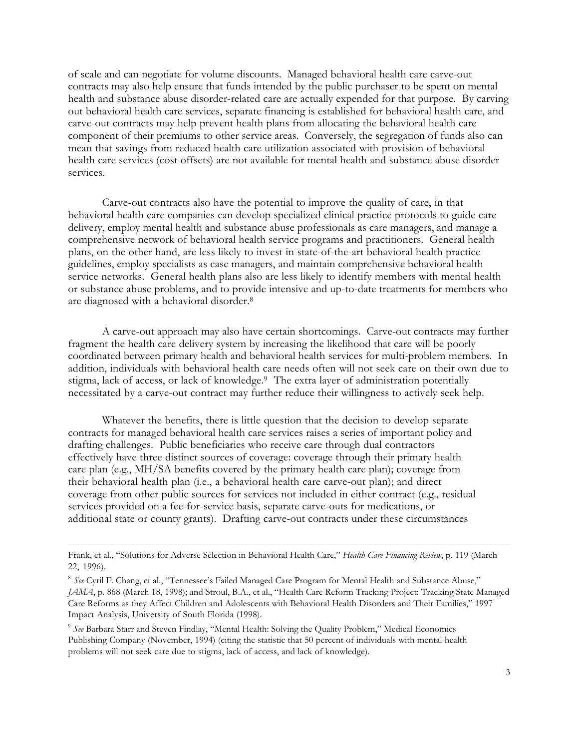of scale and can negotiate for volume discounts. Managed behavioral health care carve-out contracts may also help ensure that funds intended by the public purchaser to be spent on mental health and substance abuse disorder-related care are actually expended for that purpose. By carving out behavioral health care services, separate financing is established for behavioral health care, and carve-out contracts may help prevent health plans from allocating the behavioral health care component of their premiums to other service areas. Conversely, the segregation of funds also can mean that savings from reduced health care utilization associated with provision of behavioral health care services (cost offsets) are not available for mental health and substance abuse disorder services.

Carve-out contracts also have the potential to improve the quality of care, in that behavioral health care companies can develop specialized clinical practice protocols to guide care delivery, employ mental health and substance abuse professionals as care managers, and manage a comprehensive network of behavioral health service programs and practitioners. General health plans, on the other hand, are less likely to invest in state-of-the-art behavioral health practice guidelines, employ specialists as case managers, and maintain comprehensive behavioral health service networks. General health plans also are less likely to identify members with mental health or substance abuse problems, and to provide intensive and up-to-date treatments for members who are diagnosed with a behavioral disorder.[8]

A carve-out approach may also have certain shortcomings. Carve-out contracts may further fragment the health care delivery system by increasing the likelihood that care will be poorly coordinated between primary health and behavioral health services for multi-problem members. In addition, individuals with behavioral health care needs often will not seek care on their own due to stigma, lack of access, or lack of knowledge.[9] The extra layer of administration potentially necessitated by a carve-out contract may further reduce their willingness to actively seek help.

Whatever the benefits, there is little question that the decision to develop separate contracts for managed behavioral health care services raises a series of important policy and drafting challenges. Public beneficiaries who receive care through dual contractors effectively have three distinct sources of coverage: coverage through their primary health care plan (e.g., MH/SA benefits covered by the primary health care plan); coverage from their behavioral health plan (i.e., a behavioral health care carve-out plan); and direct coverage from other public sources for services not included in either contract (e.g., residual services provided on a fee-for-service basis, separate carve-outs for medications, or additional state or county grants). Drafting carve-out contracts under these circumstances

---

Frank, et al., "Solutions for Adverse Selection in Behavioral Health Care," *Health Care Financing Review*, p. 119 (March 22, 1996).

[8] *See* Cyril F. Chang, et al., "Tennessee's Failed Managed Care Program for Mental Health and Substance Abuse," *JAMA*, p. 868 (March 18, 1998); and Stroul, B.A., et al., "Health Care Reform Tracking Project: Tracking State Managed Care Reforms as they Affect Children and Adolescents with Behavioral Health Disorders and Their Families," 1997 Impact Analysis, University of South Florida (1998).

[9] *See* Barbara Starr and Steven Findlay, "Mental Health: Solving the Quality Problem," Medical Economics Publishing Company (November, 1994) (citing the statistic that 50 percent of individuals with mental health problems will not seek care due to stigma, lack of access, and lack of knowledge).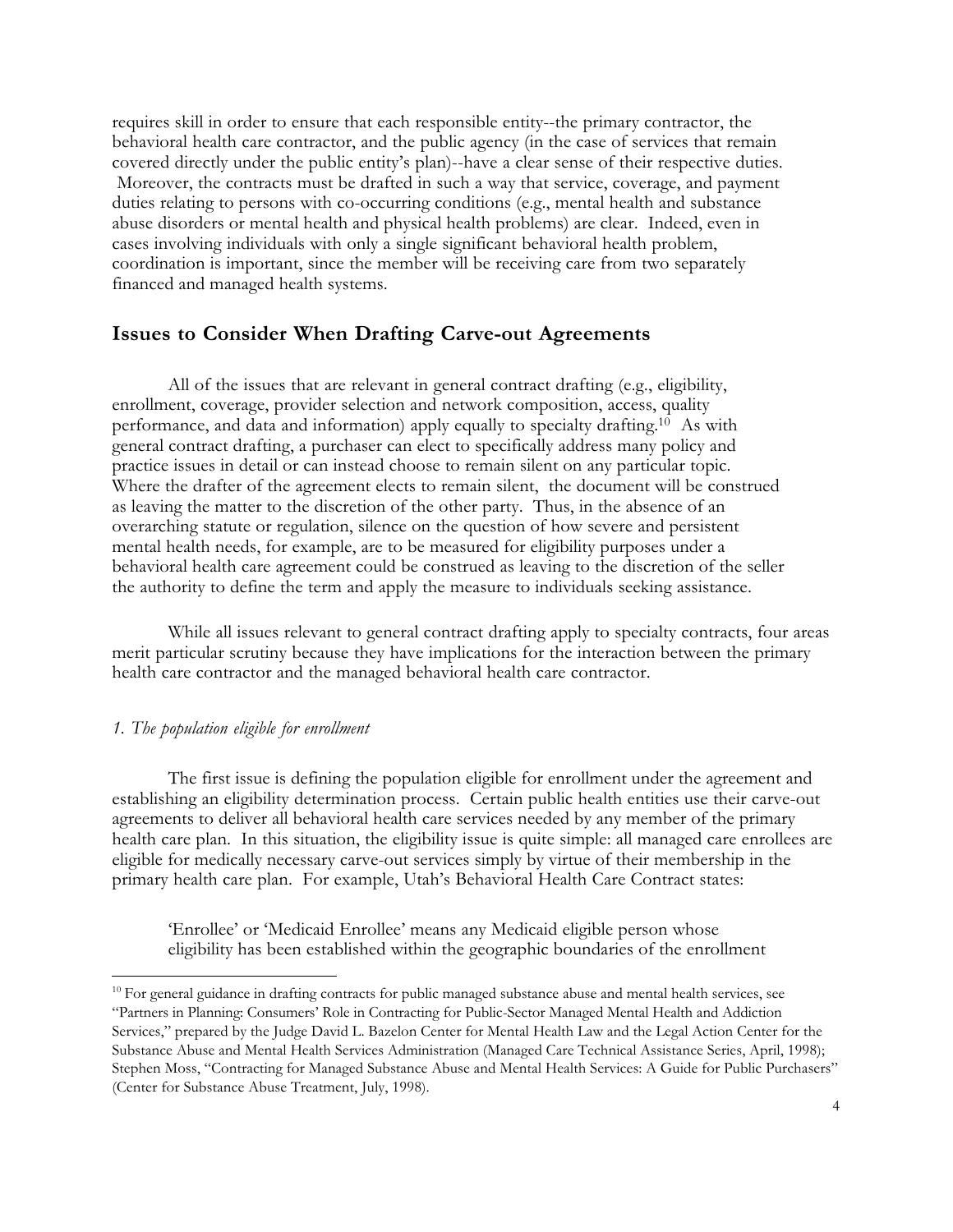requires skill in order to ensure that each responsible entity--the primary contractor, the behavioral health care contractor, and the public agency (in the case of services that remain covered directly under the public entity's plan)--have a clear sense of their respective duties. Moreover, the contracts must be drafted in such a way that service, coverage, and payment duties relating to persons with co-occurring conditions (e.g., mental health and substance abuse disorders or mental health and physical health problems) are clear. Indeed, even in cases involving individuals with only a single significant behavioral health problem, coordination is important, since the member will be receiving care from two separately financed and managed health systems.

## Issues to Consider When Drafting Carve-out Agreements

All of the issues that are relevant in general contract drafting (e.g., eligibility, enrollment, coverage, provider selection and network composition, access, quality performance, and data and information) apply equally to specialty drafting.[10] As with general contract drafting, a purchaser can elect to specifically address many policy and practice issues in detail or can instead choose to remain silent on any particular topic. Where the drafter of the agreement elects to remain silent, the document will be construed as leaving the matter to the discretion of the other party. Thus, in the absence of an overarching statute or regulation, silence on the question of how severe and persistent mental health needs, for example, are to be measured for eligibility purposes under a behavioral health care agreement could be construed as leaving to the discretion of the seller the authority to define the term and apply the measure to individuals seeking assistance.

While all issues relevant to general contract drafting apply to specialty contracts, four areas merit particular scrutiny because they have implications for the interaction between the primary health care contractor and the managed behavioral health care contractor.

*1. The population eligible for enrollment*

The first issue is defining the population eligible for enrollment under the agreement and establishing an eligibility determination process. Certain public health entities use their carve-out agreements to deliver all behavioral health care services needed by any member of the primary health care plan. In this situation, the eligibility issue is quite simple: all managed care enrollees are eligible for medically necessary carve-out services simply by virtue of their membership in the primary health care plan. For example, Utah's Behavioral Health Care Contract states:

> 'Enrollee' or 'Medicaid Enrollee' means any Medicaid eligible person whose eligibility has been established within the geographic boundaries of the enrollment

[10] For general guidance in drafting contracts for public managed substance abuse and mental health services, see "Partners in Planning: Consumers' Role in Contracting for Public-Sector Managed Mental Health and Addiction Services," prepared by the Judge David L. Bazelon Center for Mental Health Law and the Legal Action Center for the Substance Abuse and Mental Health Services Administration (Managed Care Technical Assistance Series, April, 1998); Stephen Moss, "Contracting for Managed Substance Abuse and Mental Health Services: A Guide for Public Purchasers" (Center for Substance Abuse Treatment, July, 1998).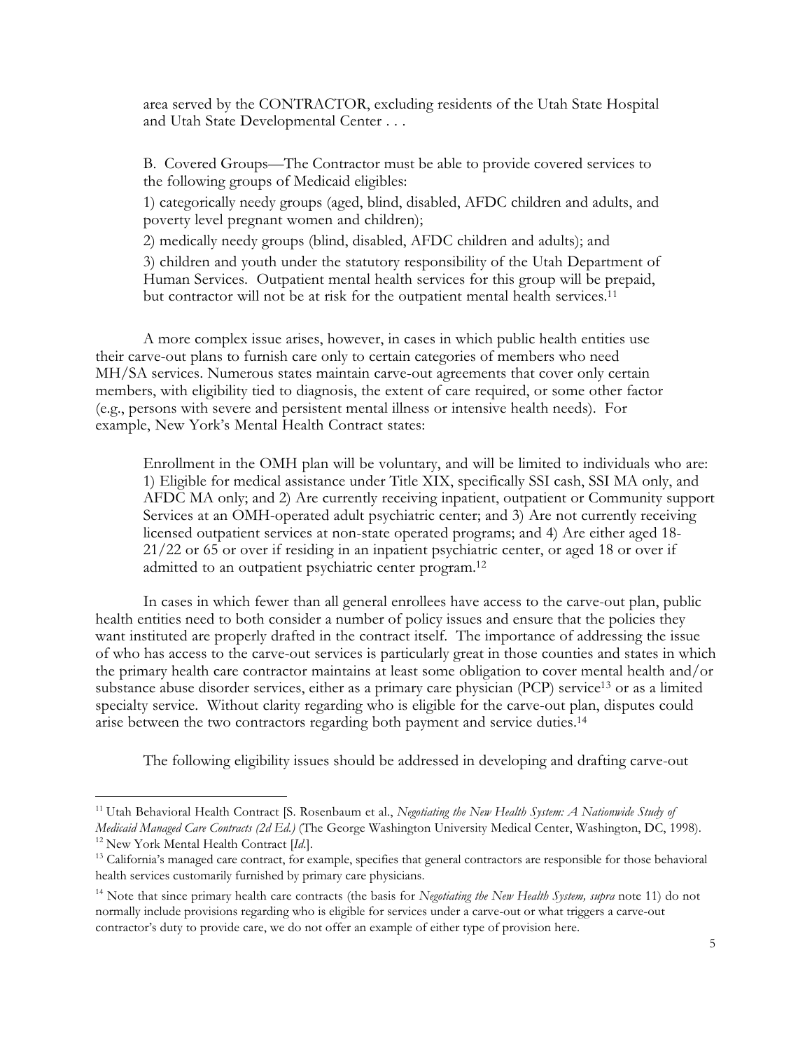> area served by the CONTRACTOR, excluding residents of the Utah State Hospital and Utah State Developmental Center . . .
>
> B. Covered Groups—The Contractor must be able to provide covered services to the following groups of Medicaid eligibles:
>
> 1) categorically needy groups (aged, blind, disabled, AFDC children and adults, and poverty level pregnant women and children);
>
> 2) medically needy groups (blind, disabled, AFDC children and adults); and
>
> 3) children and youth under the statutory responsibility of the Utah Department of Human Services. Outpatient mental health services for this group will be prepaid, but contractor will not be at risk for the outpatient mental health services.[11]

A more complex issue arises, however, in cases in which public health entities use their carve-out plans to furnish care only to certain categories of members who need MH/SA services. Numerous states maintain carve-out agreements that cover only certain members, with eligibility tied to diagnosis, the extent of care required, or some other factor (e.g., persons with severe and persistent mental illness or intensive health needs). For example, New York's Mental Health Contract states:

> Enrollment in the OMH plan will be voluntary, and will be limited to individuals who are: 1) Eligible for medical assistance under Title XIX, specifically SSI cash, SSI MA only, and AFDC MA only; and 2) Are currently receiving inpatient, outpatient or Community support Services at an OMH-operated adult psychiatric center; and 3) Are not currently receiving licensed outpatient services at non-state operated programs; and 4) Are either aged 18-21/22 or 65 or over if residing in an inpatient psychiatric center, or aged 18 or over if admitted to an outpatient psychiatric center program.[12]

In cases in which fewer than all general enrollees have access to the carve-out plan, public health entities need to both consider a number of policy issues and ensure that the policies they want instituted are properly drafted in the contract itself. The importance of addressing the issue of who has access to the carve-out services is particularly great in those counties and states in which the primary health care contractor maintains at least some obligation to cover mental health and/or substance abuse disorder services, either as a primary care physician (PCP) service[13] or as a limited specialty service. Without clarity regarding who is eligible for the carve-out plan, disputes could arise between the two contractors regarding both payment and service duties.[14]

The following eligibility issues should be addressed in developing and drafting carve-out

---

[11] Utah Behavioral Health Contract [S. Rosenbaum et al., *Negotiating the New Health System: A Nationwide Study of Medicaid Managed Care Contracts (2d Ed.)* (The George Washington University Medical Center, Washington, DC, 1998).

[12] New York Mental Health Contract [*Id*.].

[13] California's managed care contract, for example, specifies that general contractors are responsible for those behavioral health services customarily furnished by primary care physicians.

[14] Note that since primary health care contracts (the basis for *Negotiating the New Health System, supra* note 11) do not normally include provisions regarding who is eligible for services under a carve-out or what triggers a carve-out contractor's duty to provide care, we do not offer an example of either type of provision here.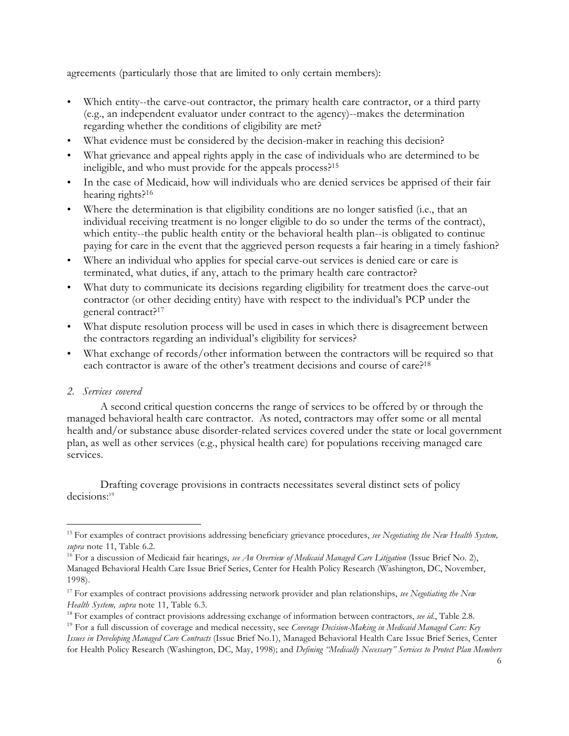agreements (particularly those that are limited to only certain members):

- Which entity--the carve-out contractor, the primary health care contractor, or a third party (e.g., an independent evaluator under contract to the agency)--makes the determination regarding whether the conditions of eligibility are met?
- What evidence must be considered by the decision-maker in reaching this decision?
- What grievance and appeal rights apply in the case of individuals who are determined to be ineligible, and who must provide for the appeals process?[15]
- In the case of Medicaid, how will individuals who are denied services be apprised of their fair hearing rights?[16]
- Where the determination is that eligibility conditions are no longer satisfied (i.e., that an individual receiving treatment is no longer eligible to do so under the terms of the contract), which entity--the public health entity or the behavioral health plan--is obligated to continue paying for care in the event that the aggrieved person requests a fair hearing in a timely fashion?
- Where an individual who applies for special carve-out services is denied care or care is terminated, what duties, if any, attach to the primary health care contractor?
- What duty to communicate its decisions regarding eligibility for treatment does the carve-out contractor (or other deciding entity) have with respect to the individual's PCP under the general contract?[17]
- What dispute resolution process will be used in cases in which there is disagreement between the contractors regarding an individual's eligibility for services?
- What exchange of records/other information between the contractors will be required so that each contractor is aware of the other's treatment decisions and course of care?[18]

*2. Services covered*

A second critical question concerns the range of services to be offered by or through the managed behavioral health care contractor. As noted, contractors may offer some or all mental health and/or substance abuse disorder-related services covered under the state or local government plan, as well as other services (e.g., physical health care) for populations receiving managed care services.

Drafting coverage provisions in contracts necessitates several distinct sets of policy decisions:[19]

---

[15] For examples of contract provisions addressing beneficiary grievance procedures, *see Negotiating the New Health System, supra* note 11, Table 6.2.

[16] For a discussion of Medicaid fair hearings, *see An Overview of Medicaid Managed Care Litigation* (Issue Brief No. 2), Managed Behavioral Health Care Issue Brief Series, Center for Health Policy Research (Washington, DC, November, 1998).

[17] For examples of contract provisions addressing network provider and plan relationships, *see Negotiating the New Health System, supra* note 11, Table 6.3.

[18] For examples of contract provisions addressing exchange of information between contractors, *see id*., Table 2.8.

[19] For a full discussion of coverage and medical necessity, see *Coverage Decision-Making in Medicaid Managed Care: Key Issues in Developing Managed Care Contracts* (Issue Brief No.1), Managed Behavioral Health Care Issue Brief Series, Center for Health Policy Research (Washington, DC, May, 1998); and *Defining "Medically Necessary" Services to Protect Plan Members*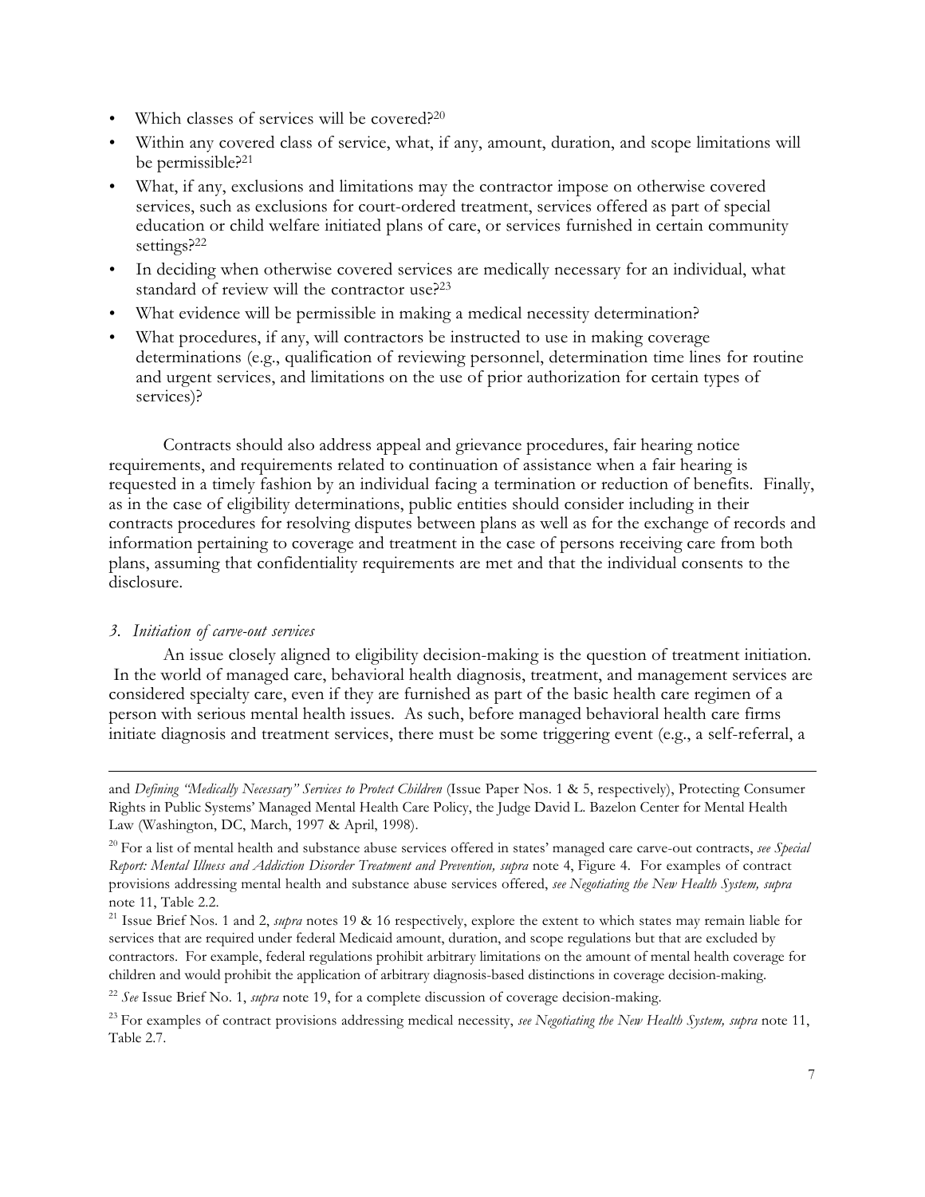- Which classes of services will be covered?[20]
- Within any covered class of service, what, if any, amount, duration, and scope limitations will be permissible?[21]
- What, if any, exclusions and limitations may the contractor impose on otherwise covered services, such as exclusions for court-ordered treatment, services offered as part of special education or child welfare initiated plans of care, or services furnished in certain community settings?[22]
- In deciding when otherwise covered services are medically necessary for an individual, what standard of review will the contractor use?[23]
- What evidence will be permissible in making a medical necessity determination?
- What procedures, if any, will contractors be instructed to use in making coverage determinations (e.g., qualification of reviewing personnel, determination time lines for routine and urgent services, and limitations on the use of prior authorization for certain types of services)?

Contracts should also address appeal and grievance procedures, fair hearing notice requirements, and requirements related to continuation of assistance when a fair hearing is requested in a timely fashion by an individual facing a termination or reduction of benefits. Finally, as in the case of eligibility determinations, public entities should consider including in their contracts procedures for resolving disputes between plans as well as for the exchange of records and information pertaining to coverage and treatment in the case of persons receiving care from both plans, assuming that confidentiality requirements are met and that the individual consents to the disclosure.

*3. Initiation of carve-out services*

An issue closely aligned to eligibility decision-making is the question of treatment initiation. In the world of managed care, behavioral health diagnosis, treatment, and management services are considered specialty care, even if they are furnished as part of the basic health care regimen of a person with serious mental health issues. As such, before managed behavioral health care firms initiate diagnosis and treatment services, there must be some triggering event (e.g., a self-referral, a

---

and *Defining "Medically Necessary" Services to Protect Children* (Issue Paper Nos. 1 & 5, respectively), Protecting Consumer Rights in Public Systems' Managed Mental Health Care Policy, the Judge David L. Bazelon Center for Mental Health Law (Washington, DC, March, 1997 & April, 1998).

[20] For a list of mental health and substance abuse services offered in states' managed care carve-out contracts, *see Special Report: Mental Illness and Addiction Disorder Treatment and Prevention, supra* note 4, Figure 4. For examples of contract provisions addressing mental health and substance abuse services offered, *see Negotiating the New Health System, supra* note 11, Table 2.2.

[21] Issue Brief Nos. 1 and 2, *supra* notes 19 & 16 respectively, explore the extent to which states may remain liable for services that are required under federal Medicaid amount, duration, and scope regulations but that are excluded by contractors. For example, federal regulations prohibit arbitrary limitations on the amount of mental health coverage for children and would prohibit the application of arbitrary diagnosis-based distinctions in coverage decision-making.

[22] *See* Issue Brief No. 1, *supra* note 19, for a complete discussion of coverage decision-making.

[23] For examples of contract provisions addressing medical necessity, *see Negotiating the New Health System, supra* note 11, Table 2.7.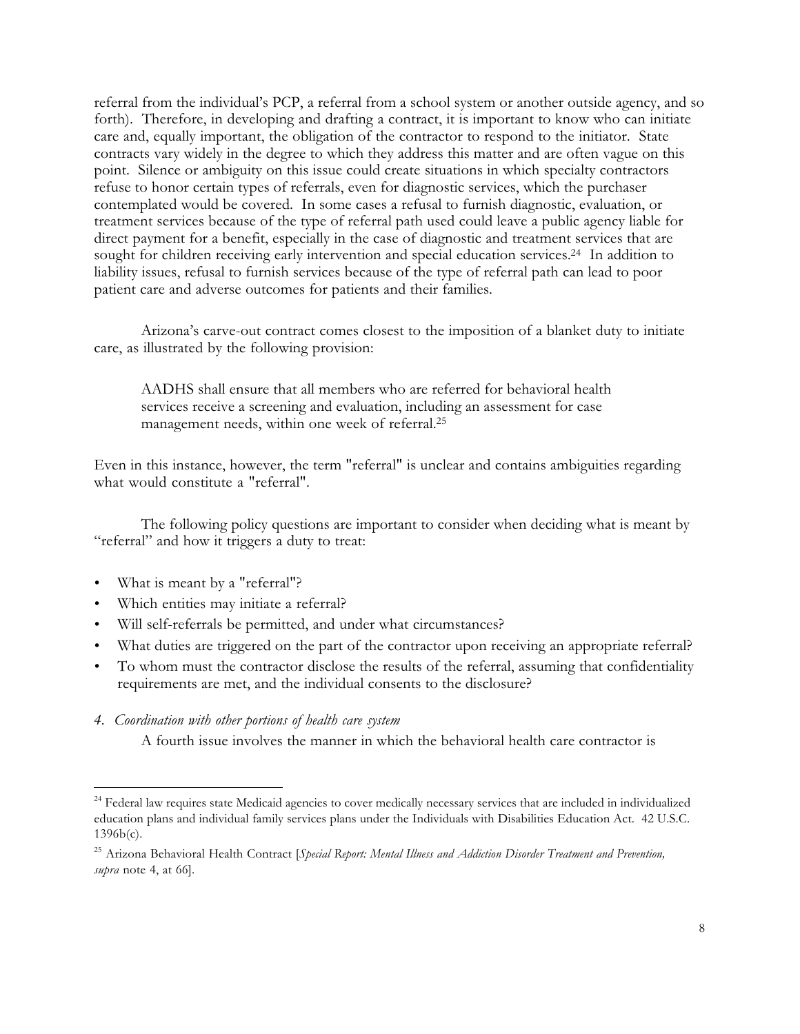referral from the individual's PCP, a referral from a school system or another outside agency, and so forth). Therefore, in developing and drafting a contract, it is important to know who can initiate care and, equally important, the obligation of the contractor to respond to the initiator. State contracts vary widely in the degree to which they address this matter and are often vague on this point. Silence or ambiguity on this issue could create situations in which specialty contractors refuse to honor certain types of referrals, even for diagnostic services, which the purchaser contemplated would be covered. In some cases a refusal to furnish diagnostic, evaluation, or treatment services because of the type of referral path used could leave a public agency liable for direct payment for a benefit, especially in the case of diagnostic and treatment services that are sought for children receiving early intervention and special education services.[24] In addition to liability issues, refusal to furnish services because of the type of referral path can lead to poor patient care and adverse outcomes for patients and their families.

Arizona's carve-out contract comes closest to the imposition of a blanket duty to initiate care, as illustrated by the following provision:

> AADHS shall ensure that all members who are referred for behavioral health services receive a screening and evaluation, including an assessment for case management needs, within one week of referral.[25]

Even in this instance, however, the term "referral" is unclear and contains ambiguities regarding what would constitute a "referral".

The following policy questions are important to consider when deciding what is meant by "referral" and how it triggers a duty to treat:

- What is meant by a "referral"?
- Which entities may initiate a referral?
- Will self-referrals be permitted, and under what circumstances?
- What duties are triggered on the part of the contractor upon receiving an appropriate referral?
- To whom must the contractor disclose the results of the referral, assuming that confidentiality requirements are met, and the individual consents to the disclosure?

*4. Coordination with other portions of health care system*

A fourth issue involves the manner in which the behavioral health care contractor is

---

[24] Federal law requires state Medicaid agencies to cover medically necessary services that are included in individualized education plans and individual family services plans under the Individuals with Disabilities Education Act. 42 U.S.C. 1396b(c).

[25] Arizona Behavioral Health Contract [*Special Report: Mental Illness and Addiction Disorder Treatment and Prevention, supra* note 4, at 66].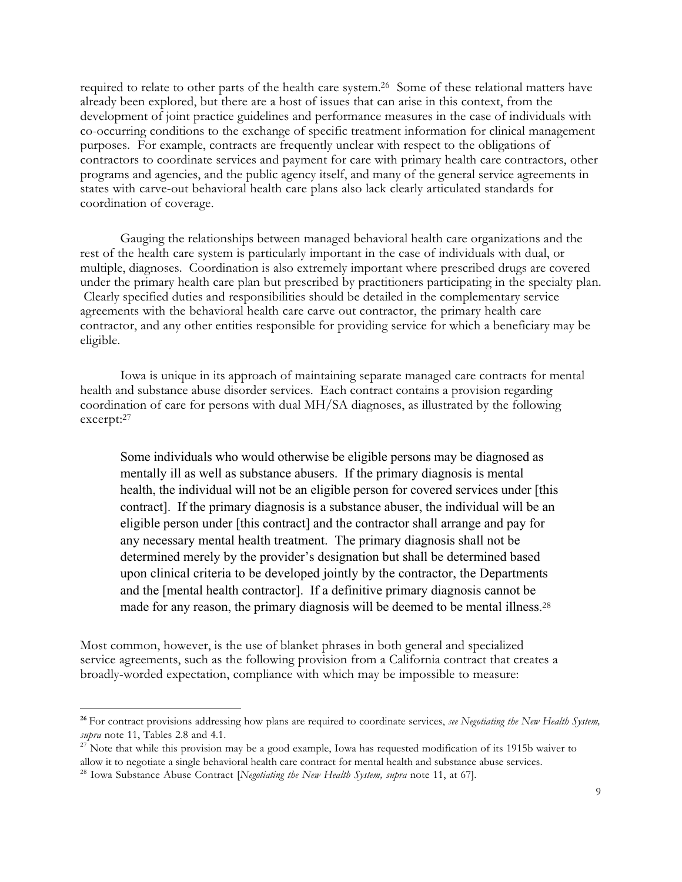required to relate to other parts of the health care system.[26] Some of these relational matters have already been explored, but there are a host of issues that can arise in this context, from the development of joint practice guidelines and performance measures in the case of individuals with co-occurring conditions to the exchange of specific treatment information for clinical management purposes. For example, contracts are frequently unclear with respect to the obligations of contractors to coordinate services and payment for care with primary health care contractors, other programs and agencies, and the public agency itself, and many of the general service agreements in states with carve-out behavioral health care plans also lack clearly articulated standards for coordination of coverage.

Gauging the relationships between managed behavioral health care organizations and the rest of the health care system is particularly important in the case of individuals with dual, or multiple, diagnoses. Coordination is also extremely important where prescribed drugs are covered under the primary health care plan but prescribed by practitioners participating in the specialty plan. Clearly specified duties and responsibilities should be detailed in the complementary service agreements with the behavioral health care carve out contractor, the primary health care contractor, and any other entities responsible for providing service for which a beneficiary may be eligible.

Iowa is unique in its approach of maintaining separate managed care contracts for mental health and substance abuse disorder services. Each contract contains a provision regarding coordination of care for persons with dual MH/SA diagnoses, as illustrated by the following excerpt:[27]

> Some individuals who would otherwise be eligible persons may be diagnosed as mentally ill as well as substance abusers. If the primary diagnosis is mental health, the individual will not be an eligible person for covered services under [this contract]. If the primary diagnosis is a substance abuser, the individual will be an eligible person under [this contract] and the contractor shall arrange and pay for any necessary mental health treatment. The primary diagnosis shall not be determined merely by the provider's designation but shall be determined based upon clinical criteria to be developed jointly by the contractor, the Departments and the [mental health contractor]. If a definitive primary diagnosis cannot be made for any reason, the primary diagnosis will be deemed to be mental illness.[28]

Most common, however, is the use of blanket phrases in both general and specialized service agreements, such as the following provision from a California contract that creates a broadly-worded expectation, compliance with which may be impossible to measure:

---

[26] For contract provisions addressing how plans are required to coordinate services, *see Negotiating the New Health System, supra* note 11, Tables 2.8 and 4.1.

[27] Note that while this provision may be a good example, Iowa has requested modification of its 1915b waiver to allow it to negotiate a single behavioral health care contract for mental health and substance abuse services.

[28] Iowa Substance Abuse Contract [*Negotiating the New Health System, supra* note 11, at 67].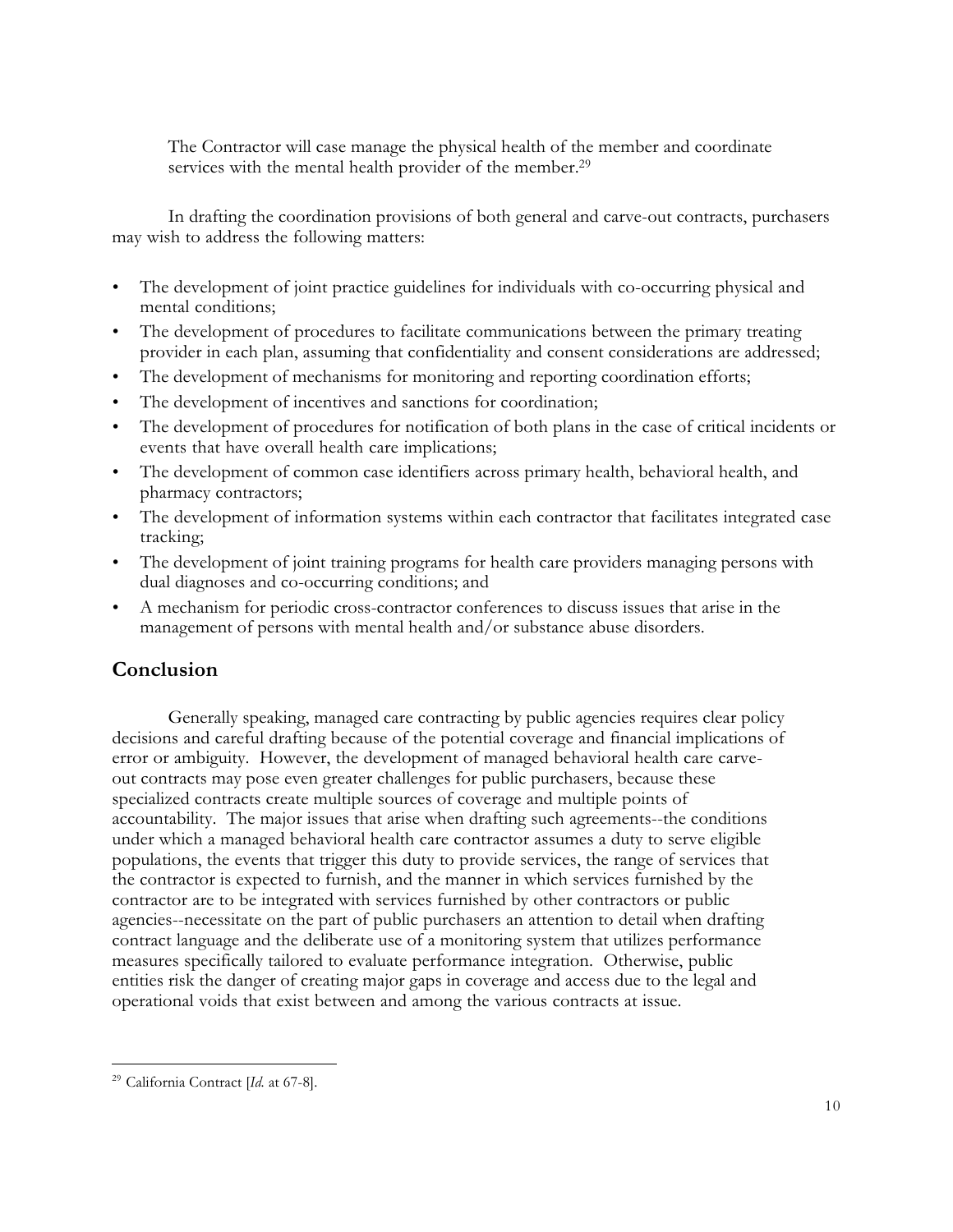The Contractor will case manage the physical health of the member and coordinate services with the mental health provider of the member.[29]

In drafting the coordination provisions of both general and carve-out contracts, purchasers may wish to address the following matters:

- The development of joint practice guidelines for individuals with co-occurring physical and mental conditions;
- The development of procedures to facilitate communications between the primary treating provider in each plan, assuming that confidentiality and consent considerations are addressed;
- The development of mechanisms for monitoring and reporting coordination efforts;
- The development of incentives and sanctions for coordination;
- The development of procedures for notification of both plans in the case of critical incidents or events that have overall health care implications;
- The development of common case identifiers across primary health, behavioral health, and pharmacy contractors;
- The development of information systems within each contractor that facilitates integrated case tracking;
- The development of joint training programs for health care providers managing persons with dual diagnoses and co-occurring conditions; and
- A mechanism for periodic cross-contractor conferences to discuss issues that arise in the management of persons with mental health and/or substance abuse disorders.

## Conclusion

Generally speaking, managed care contracting by public agencies requires clear policy decisions and careful drafting because of the potential coverage and financial implications of error or ambiguity. However, the development of managed behavioral health care carve-out contracts may pose even greater challenges for public purchasers, because these specialized contracts create multiple sources of coverage and multiple points of accountability. The major issues that arise when drafting such agreements--the conditions under which a managed behavioral health care contractor assumes a duty to serve eligible populations, the events that trigger this duty to provide services, the range of services that the contractor is expected to furnish, and the manner in which services furnished by the contractor are to be integrated with services furnished by other contractors or public agencies--necessitate on the part of public purchasers an attention to detail when drafting contract language and the deliberate use of a monitoring system that utilizes performance measures specifically tailored to evaluate performance integration. Otherwise, public entities risk the danger of creating major gaps in coverage and access due to the legal and operational voids that exist between and among the various contracts at issue.

---

[29] California Contract [*Id.* at 67-8].